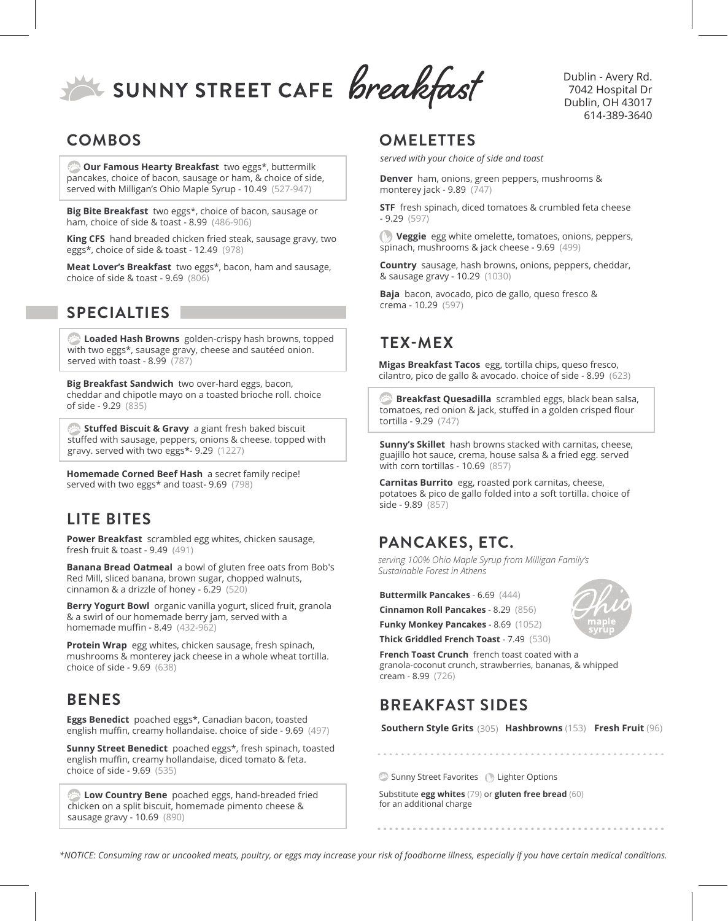# SUNNY STREET CAFE *breakfast*

Dublin - Avery Rd.
7042 Hospital Dr
Dublin, OH 43017
614-389-3640

## COMBOS

**Our Famous Hearty Breakfast** two eggs*, buttermilk pancakes, choice of bacon, sausage or ham, & choice of side, served with Milligan's Ohio Maple Syrup - 10.49 (527-947)

**Big Bite Breakfast** two eggs*, choice of bacon, sausage or ham, choice of side & toast - 8.99 (486-906)

**King CFS** hand breaded chicken fried steak, sausage gravy, two eggs*, choice of side & toast - 12.49 (978)

**Meat Lover's Breakfast** two eggs*, bacon, ham and sausage, choice of side & toast - 9.69 (806)

## SPECIALTIES

**Loaded Hash Browns** golden-crispy hash browns, topped with two eggs*, sausage gravy, cheese and sautéed onion. served with toast - 8.99 (787)

**Big Breakfast Sandwich** two over-hard eggs, bacon, cheddar and chipotle mayo on a toasted brioche roll. choice of side - 9.29 (835)

**Stuffed Biscuit & Gravy** a giant fresh baked biscuit stuffed with sausage, peppers, onions & cheese. topped with gravy. served with two eggs*- 9.29 (1227)

**Homemade Corned Beef Hash** a secret family recipe! served with two eggs* and toast- 9.69 (798)

## LITE BITES

**Power Breakfast** scrambled egg whites, chicken sausage, fresh fruit & toast - 9.49 (491)

**Banana Bread Oatmeal** a bowl of gluten free oats from Bob's Red Mill, sliced banana, brown sugar, chopped walnuts, cinnamon & a drizzle of honey - 6.29 (520)

**Berry Yogurt Bowl** organic vanilla yogurt, sliced fruit, granola & a swirl of our homemade berry jam, served with a homemade muffin - 8.49 (432-962)

**Protein Wrap** egg whites, chicken sausage, fresh spinach, mushrooms & monterey jack cheese in a whole wheat tortilla. choice of side - 9.69 (638)

## BENES

**Eggs Benedict** poached eggs*, Canadian bacon, toasted english muffin, creamy hollandaise. choice of side - 9.69 (497)

**Sunny Street Benedict** poached eggs*, fresh spinach, toasted english muffin, creamy hollandaise, diced tomato & feta. choice of side - 9.69 (535)

**Low Country Bene** poached eggs, hand-breaded fried chicken on a split biscuit, homemade pimento cheese & sausage gravy - 10.69 (890)

## OMELETTES

*served with your choice of side and toast*

**Denver** ham, onions, green peppers, mushrooms & monterey jack - 9.89 (747)

**STF** fresh spinach, diced tomatoes & crumbled feta cheese - 9.29 (597)

**Veggie** egg white omelette, tomatoes, onions, peppers, spinach, mushrooms & jack cheese - 9.69 (499)

**Country** sausage, hash browns, onions, peppers, cheddar, & sausage gravy - 10.29 (1030)

**Baja** bacon, avocado, pico de gallo, queso fresco & crema - 10.29 (597)

## TEX-MEX

**Migas Breakfast Tacos** egg, tortilla chips, queso fresco, cilantro, pico de gallo & avocado. choice of side - 8.99 (623)

**Breakfast Quesadilla** scrambled eggs, black bean salsa, tomatoes, red onion & jack, stuffed in a golden crisped flour tortilla - 9.29 (747)

**Sunny's Skillet** hash browns stacked with carnitas, cheese, guajillo hot sauce, crema, house salsa & a fried egg. served with corn tortillas - 10.69 (857)

**Carnitas Burrito** egg, roasted pork carnitas, cheese, potatoes & pico de gallo folded into a soft tortilla. choice of side - 9.89 (857)

## PANCAKES, ETC.

*serving 100% Ohio Maple Syrup from Milligan Family's Sustainable Forest in Athens*

**Buttermilk Pancakes** - 6.69 (444)

**Cinnamon Roll Pancakes** - 8.29 (856)

**Funky Monkey Pancakes** - 8.69 (1052)

**Thick Griddled French Toast** - 7.49 (530)

**French Toast Crunch** french toast coated with a granola-coconut crunch, strawberries, bananas, & whipped cream - 8.99 (726)

Ohio maple syrup

## BREAKFAST SIDES

**Southern Style Grits** (305) **Hashbrowns** (153) **Fresh Fruit** (96)

Sunny Street Favorites  Lighter Options

Substitute **egg whites** (79) or **gluten free bread** (60) for an additional charge

*\*NOTICE: Consuming raw or uncooked meats, poultry, or eggs may increase your risk of foodborne illness, especially if you have certain medical conditions.*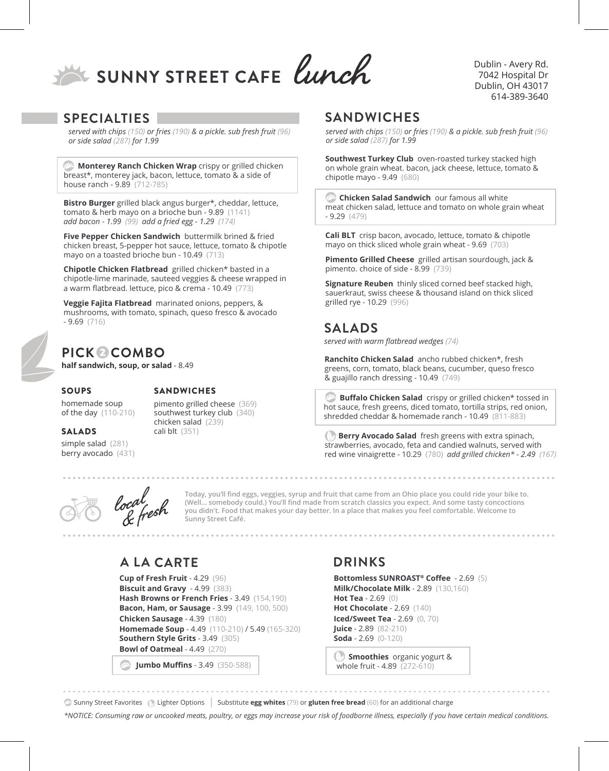# SUNNY STREET CAFE *lunch*

Dublin - Avery Rd.
7042 Hospital Dr
Dublin, OH 43017
614-389-3640

## SPECIALTIES

*served with chips (150) or fries (190) & a pickle. sub fresh fruit (96) or side salad (287) for 1.99*

**Monterey Ranch Chicken Wrap** crispy or grilled chicken breast*, monterey jack, bacon, lettuce, tomato & a side of house ranch - 9.89 (712-785)

**Bistro Burger** grilled black angus burger*, cheddar, lettuce, tomato & herb mayo on a brioche bun - 9.89 (1141)
*add bacon - 1.99 (99) add a fried egg - 1.29 (174)*

**Five Pepper Chicken Sandwich** buttermilk brined & fried chicken breast, 5-pepper hot sauce, lettuce, tomato & chipotle mayo on a toasted brioche bun - 10.49 (713)

**Chipotle Chicken Flatbread** grilled chicken* basted in a chipotle-lime marinade, sauteed veggies & cheese wrapped in a warm flatbread. lettuce, pico & crema - 10.49 (773)

**Veggie Fajita Flatbread** marinated onions, peppers, & mushrooms, with tomato, spinach, queso fresco & avocado - 9.69 (716)

## PICK 2 COMBO

**half sandwich, soup, or salad** - 8.49

### SOUPS

homemade soup of the day (110-210)

### SALADS

simple salad (281)
berry avocado (431)

### SANDWICHES

pimento grilled cheese (369)
southwest turkey club (340)
chicken salad (239)
cali blt (351)

## SANDWICHES

*served with chips (150) or fries (190) & a pickle. sub fresh fruit (96) or side salad (287) for 1.99*

**Southwest Turkey Club** oven-roasted turkey stacked high on whole grain wheat. bacon, jack cheese, lettuce, tomato & chipotle mayo - 9.49 (680)

**Chicken Salad Sandwich** our famous all white meat chicken salad, lettuce and tomato on whole grain wheat - 9.29 (479)

**Cali BLT** crisp bacon, avocado, lettuce, tomato & chipotle mayo on thick sliced whole grain wheat - 9.69 (703)

**Pimento Grilled Cheese** grilled artisan sourdough, jack & pimento. choice of side - 8.99 (739)

**Signature Reuben** thinly sliced corned beef stacked high, sauerkraut, swiss cheese & thousand island on thick sliced grilled rye - 10.29 (996)

## SALADS

*served with warm flatbread wedges (74)*

**Ranchito Chicken Salad** ancho rubbed chicken*, fresh greens, corn, tomato, black beans, cucumber, queso fresco & guajillo ranch dressing - 10.49 (749)

**Buffalo Chicken Salad** crispy or grilled chicken* tossed in hot sauce, fresh greens, diced tomato, tortilla strips, red onion, shredded cheddar & homemade ranch - 10.49 (811-883)

**Berry Avocado Salad** fresh greens with extra spinach, strawberries, avocado, feta and candied walnuts, served with red wine vinaigrette - 10.29 (780) *add grilled chicken* - 2.49 (167)*

*local & fresh*

**Today, you'll find eggs, veggies, syrup and fruit that came from an Ohio place you could ride your bike to. (Well... somebody could.) You'll find made from scratch classics you expect. And some tasty concoctions you didn't. Food that makes your day better. In a place that makes you feel comfortable. Welcome to Sunny Street Café.**

## A LA CARTE

**Cup of Fresh Fruit** - 4.29 (96)
**Biscuit and Gravy** - 4.99 (383)
**Hash Browns or French Fries** - 3.49 (154,190)
**Bacon, Ham, or Sausage** - 3.99 (149, 100, 500)
**Chicken Sausage** - 4.39 (180)
**Homemade Soup** - 4.49 (110-210) / 5.49 (165-320)
**Southern Style Grits** - 3.49 (305)
**Bowl of Oatmeal** - 4.49 (270)
**Jumbo Muffins** - 3.49 (350-588)

## DRINKS

**Bottomless SUNROAST® Coffee** - 2.69 (5)
**Milk/Chocolate Milk** - 2.89 (130,160)
**Hot Tea** - 2.69 (0)
**Hot Chocolate** - 2.69 (140)
**Iced/Sweet Tea** - 2.69 (0, 70)
**Juice** - 2.89 (82-210)
**Soda** - 2.69 (0-120)
**Smoothies** organic yogurt & whole fruit - 4.89 (272-610)

Sunny Street Favorites | Lighter Options | Substitute **egg whites** (79) or **gluten free bread** (60) for an additional charge

*\*NOTICE: Consuming raw or uncooked meats, poultry, or eggs may increase your risk of foodborne illness, especially if you have certain medical conditions.*